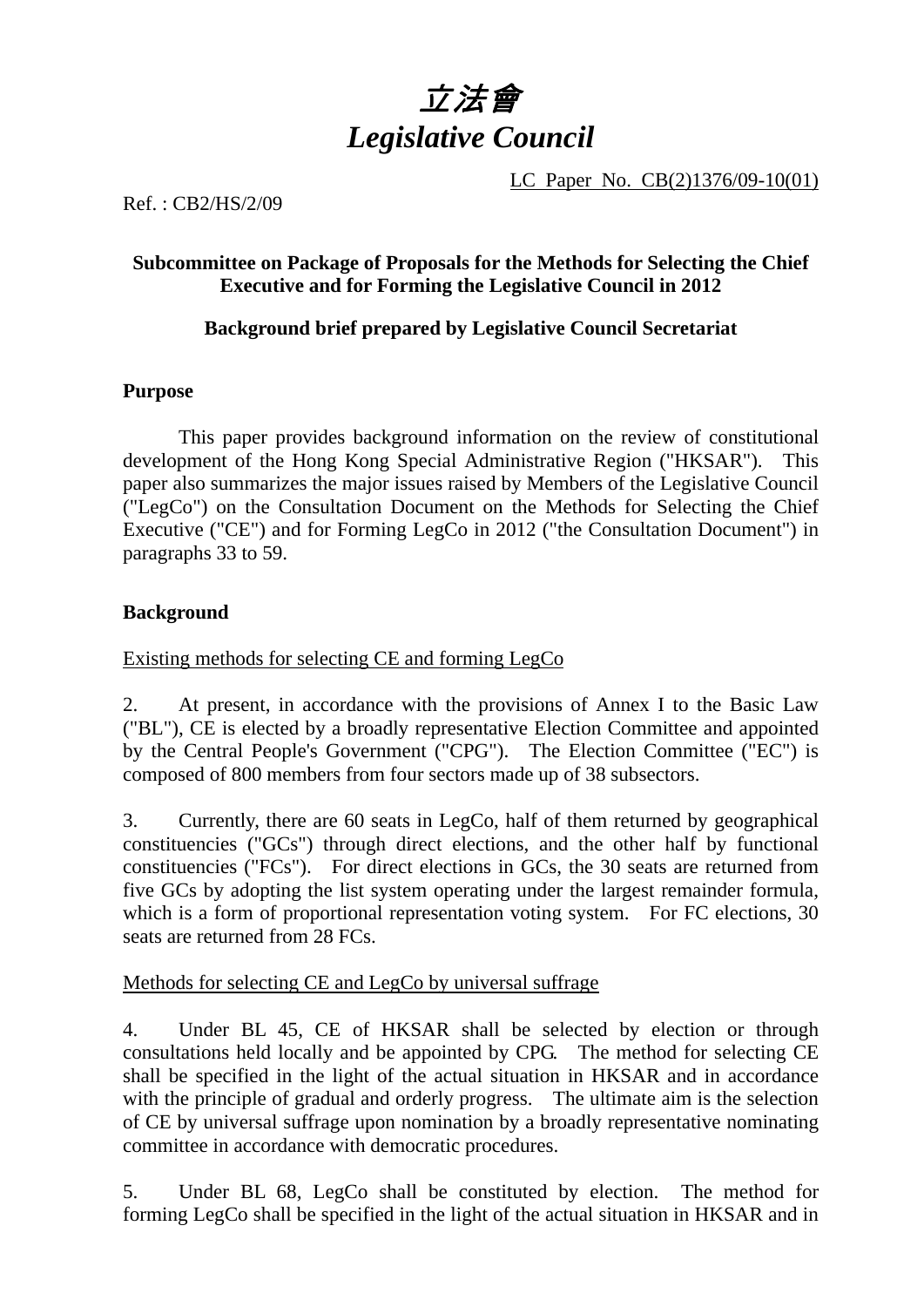# *立法會*
# *Legislative Council*

LC Paper No. CB(2)1376/09-10(01)

Ref. : CB2/HS/2/09

**Subcommittee on Package of Proposals for the Methods for Selecting the Chief Executive and for Forming the Legislative Council in 2012**

**Background brief prepared by Legislative Council Secretariat**

**Purpose**

This paper provides background information on the review of constitutional development of the Hong Kong Special Administrative Region ("HKSAR"). This paper also summarizes the major issues raised by Members of the Legislative Council ("LegCo") on the Consultation Document on the Methods for Selecting the Chief Executive ("CE") and for Forming LegCo in 2012 ("the Consultation Document") in paragraphs 33 to 59.

**Background**

Existing methods for selecting CE and forming LegCo

2. At present, in accordance with the provisions of Annex I to the Basic Law ("BL"), CE is elected by a broadly representative Election Committee and appointed by the Central People's Government ("CPG"). The Election Committee ("EC") is composed of 800 members from four sectors made up of 38 subsectors.

3. Currently, there are 60 seats in LegCo, half of them returned by geographical constituencies ("GCs") through direct elections, and the other half by functional constituencies ("FCs"). For direct elections in GCs, the 30 seats are returned from five GCs by adopting the list system operating under the largest remainder formula, which is a form of proportional representation voting system. For FC elections, 30 seats are returned from 28 FCs.

Methods for selecting CE and LegCo by universal suffrage

4. Under BL 45, CE of HKSAR shall be selected by election or through consultations held locally and be appointed by CPG. The method for selecting CE shall be specified in the light of the actual situation in HKSAR and in accordance with the principle of gradual and orderly progress. The ultimate aim is the selection of CE by universal suffrage upon nomination by a broadly representative nominating committee in accordance with democratic procedures.

5. Under BL 68, LegCo shall be constituted by election. The method for forming LegCo shall be specified in the light of the actual situation in HKSAR and in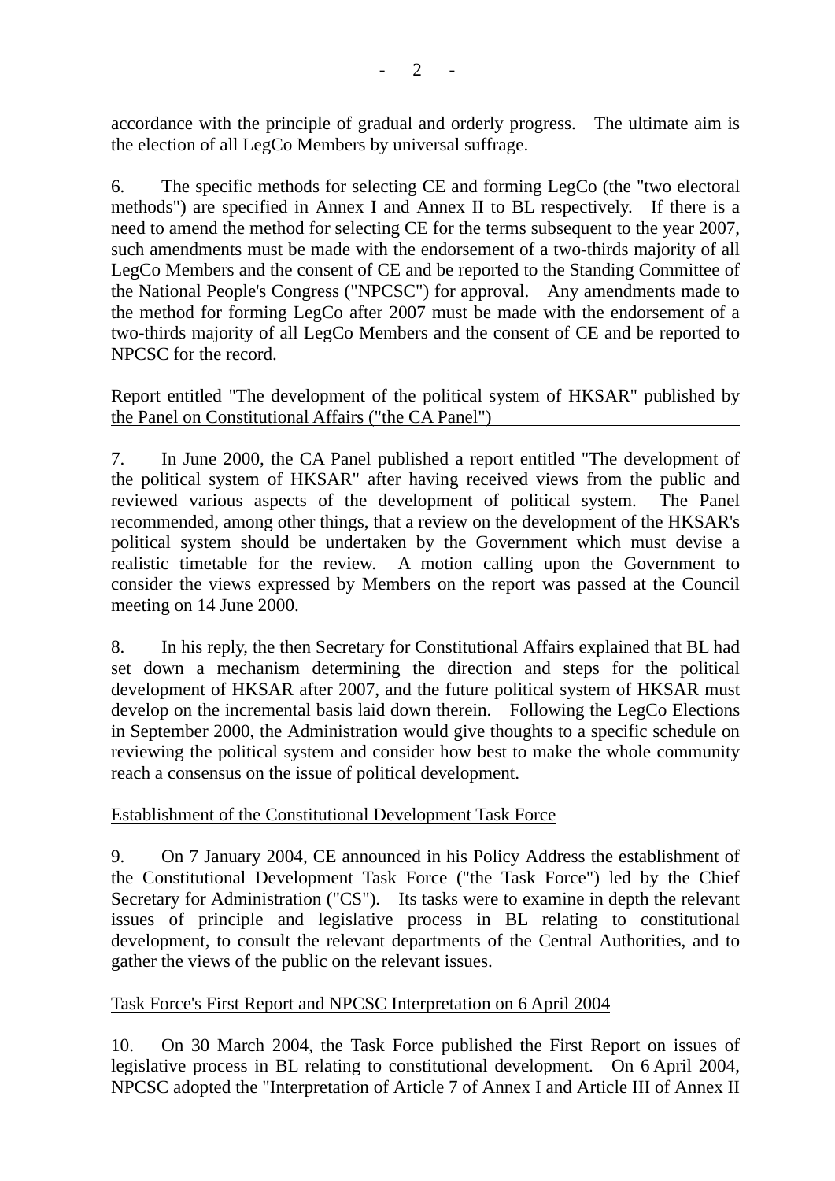accordance with the principle of gradual and orderly progress. The ultimate aim is the election of all LegCo Members by universal suffrage.

6. The specific methods for selecting CE and forming LegCo (the "two electoral methods") are specified in Annex I and Annex II to BL respectively. If there is a need to amend the method for selecting CE for the terms subsequent to the year 2007, such amendments must be made with the endorsement of a two-thirds majority of all LegCo Members and the consent of CE and be reported to the Standing Committee of the National People's Congress ("NPCSC") for approval. Any amendments made to the method for forming LegCo after 2007 must be made with the endorsement of a two-thirds majority of all LegCo Members and the consent of CE and be reported to NPCSC for the record.

Report entitled "The development of the political system of HKSAR" published by the Panel on Constitutional Affairs ("the CA Panel")

7. In June 2000, the CA Panel published a report entitled "The development of the political system of HKSAR" after having received views from the public and reviewed various aspects of the development of political system. The Panel recommended, among other things, that a review on the development of the HKSAR's political system should be undertaken by the Government which must devise a realistic timetable for the review. A motion calling upon the Government to consider the views expressed by Members on the report was passed at the Council meeting on 14 June 2000.

8. In his reply, the then Secretary for Constitutional Affairs explained that BL had set down a mechanism determining the direction and steps for the political development of HKSAR after 2007, and the future political system of HKSAR must develop on the incremental basis laid down therein. Following the LegCo Elections in September 2000, the Administration would give thoughts to a specific schedule on reviewing the political system and consider how best to make the whole community reach a consensus on the issue of political development.

Establishment of the Constitutional Development Task Force

9. On 7 January 2004, CE announced in his Policy Address the establishment of the Constitutional Development Task Force ("the Task Force") led by the Chief Secretary for Administration ("CS"). Its tasks were to examine in depth the relevant issues of principle and legislative process in BL relating to constitutional development, to consult the relevant departments of the Central Authorities, and to gather the views of the public on the relevant issues.

Task Force's First Report and NPCSC Interpretation on 6 April 2004

10. On 30 March 2004, the Task Force published the First Report on issues of legislative process in BL relating to constitutional development. On 6 April 2004, NPCSC adopted the "Interpretation of Article 7 of Annex I and Article III of Annex II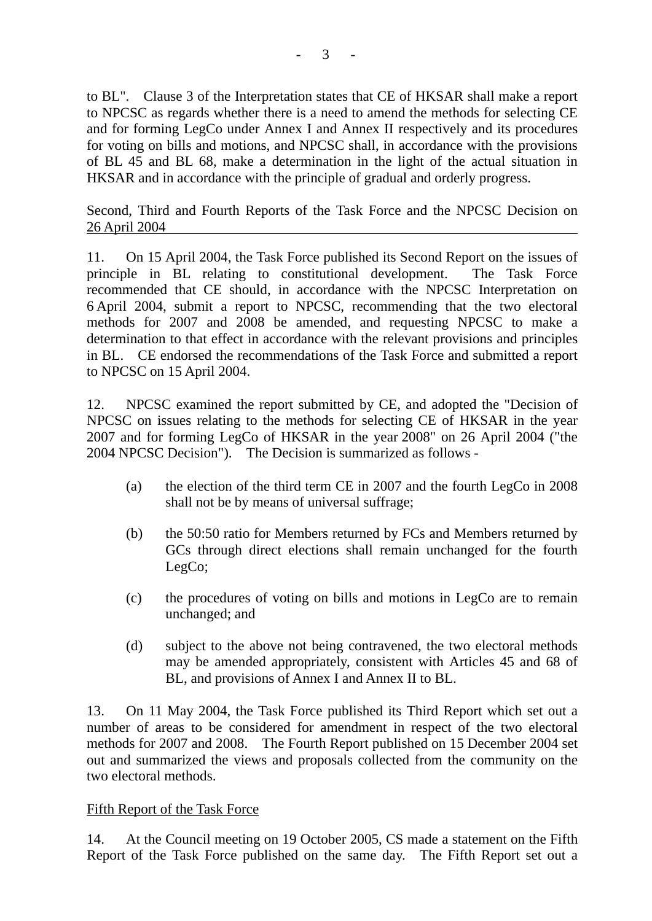to BL". Clause 3 of the Interpretation states that CE of HKSAR shall make a report to NPCSC as regards whether there is a need to amend the methods for selecting CE and for forming LegCo under Annex I and Annex II respectively and its procedures for voting on bills and motions, and NPCSC shall, in accordance with the provisions of BL 45 and BL 68, make a determination in the light of the actual situation in HKSAR and in accordance with the principle of gradual and orderly progress.

<u>Second, Third and Fourth Reports of the Task Force and the NPCSC Decision on 26 April 2004</u>

11. On 15 April 2004, the Task Force published its Second Report on the issues of principle in BL relating to constitutional development. The Task Force recommended that CE should, in accordance with the NPCSC Interpretation on 6 April 2004, submit a report to NPCSC, recommending that the two electoral methods for 2007 and 2008 be amended, and requesting NPCSC to make a determination to that effect in accordance with the relevant provisions and principles in BL. CE endorsed the recommendations of the Task Force and submitted a report to NPCSC on 15 April 2004.

12. NPCSC examined the report submitted by CE, and adopted the "Decision of NPCSC on issues relating to the methods for selecting CE of HKSAR in the year 2007 and for forming LegCo of HKSAR in the year 2008" on 26 April 2004 ("the 2004 NPCSC Decision"). The Decision is summarized as follows -

(a) the election of the third term CE in 2007 and the fourth LegCo in 2008 shall not be by means of universal suffrage;

(b) the 50:50 ratio for Members returned by FCs and Members returned by GCs through direct elections shall remain unchanged for the fourth LegCo;

(c) the procedures of voting on bills and motions in LegCo are to remain unchanged; and

(d) subject to the above not being contravened, the two electoral methods may be amended appropriately, consistent with Articles 45 and 68 of BL, and provisions of Annex I and Annex II to BL.

13. On 11 May 2004, the Task Force published its Third Report which set out a number of areas to be considered for amendment in respect of the two electoral methods for 2007 and 2008. The Fourth Report published on 15 December 2004 set out and summarized the views and proposals collected from the community on the two electoral methods.

<u>Fifth Report of the Task Force</u>

14. At the Council meeting on 19 October 2005, CS made a statement on the Fifth Report of the Task Force published on the same day. The Fifth Report set out a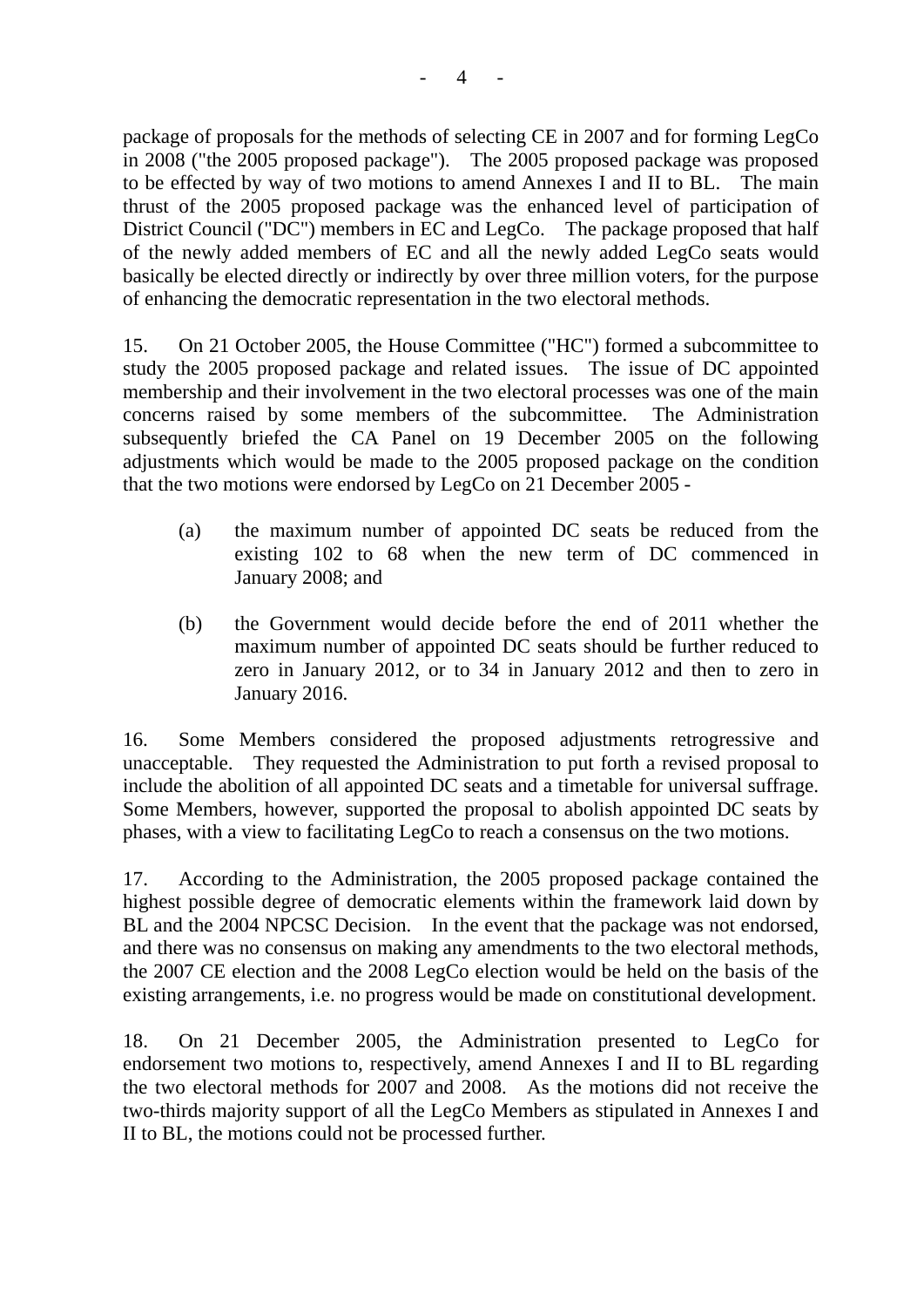package of proposals for the methods of selecting CE in 2007 and for forming LegCo in 2008 ("the 2005 proposed package"). The 2005 proposed package was proposed to be effected by way of two motions to amend Annexes I and II to BL. The main thrust of the 2005 proposed package was the enhanced level of participation of District Council ("DC") members in EC and LegCo. The package proposed that half of the newly added members of EC and all the newly added LegCo seats would basically be elected directly or indirectly by over three million voters, for the purpose of enhancing the democratic representation in the two electoral methods.

15. On 21 October 2005, the House Committee ("HC") formed a subcommittee to study the 2005 proposed package and related issues. The issue of DC appointed membership and their involvement in the two electoral processes was one of the main concerns raised by some members of the subcommittee. The Administration subsequently briefed the CA Panel on 19 December 2005 on the following adjustments which would be made to the 2005 proposed package on the condition that the two motions were endorsed by LegCo on 21 December 2005 -

(a) the maximum number of appointed DC seats be reduced from the existing 102 to 68 when the new term of DC commenced in January 2008; and

(b) the Government would decide before the end of 2011 whether the maximum number of appointed DC seats should be further reduced to zero in January 2012, or to 34 in January 2012 and then to zero in January 2016.

16. Some Members considered the proposed adjustments retrogressive and unacceptable. They requested the Administration to put forth a revised proposal to include the abolition of all appointed DC seats and a timetable for universal suffrage. Some Members, however, supported the proposal to abolish appointed DC seats by phases, with a view to facilitating LegCo to reach a consensus on the two motions.

17. According to the Administration, the 2005 proposed package contained the highest possible degree of democratic elements within the framework laid down by BL and the 2004 NPCSC Decision. In the event that the package was not endorsed, and there was no consensus on making any amendments to the two electoral methods, the 2007 CE election and the 2008 LegCo election would be held on the basis of the existing arrangements, i.e. no progress would be made on constitutional development.

18. On 21 December 2005, the Administration presented to LegCo for endorsement two motions to, respectively, amend Annexes I and II to BL regarding the two electoral methods for 2007 and 2008. As the motions did not receive the two-thirds majority support of all the LegCo Members as stipulated in Annexes I and II to BL, the motions could not be processed further.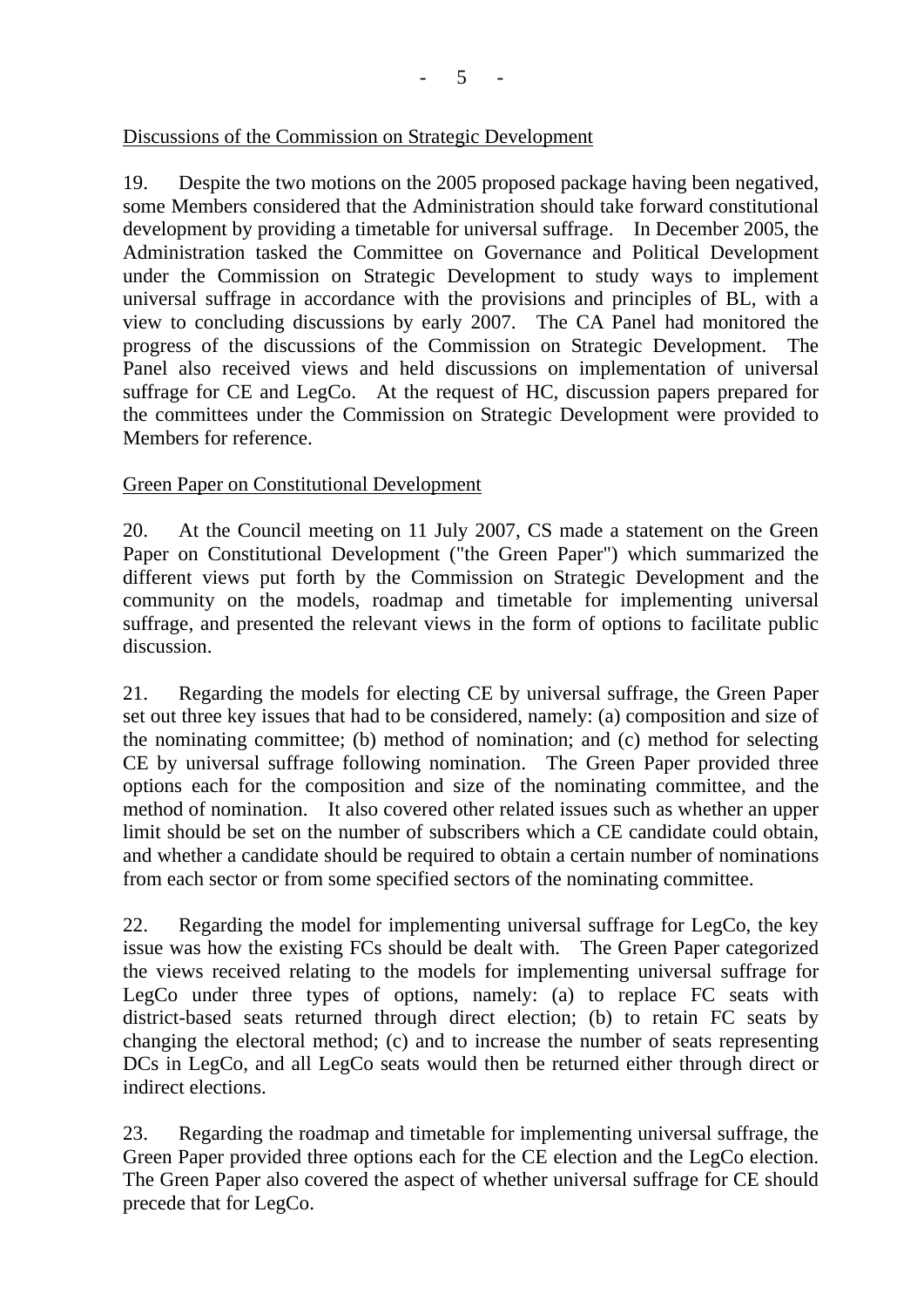Discussions of the Commission on Strategic Development

19. Despite the two motions on the 2005 proposed package having been negatived, some Members considered that the Administration should take forward constitutional development by providing a timetable for universal suffrage. In December 2005, the Administration tasked the Committee on Governance and Political Development under the Commission on Strategic Development to study ways to implement universal suffrage in accordance with the provisions and principles of BL, with a view to concluding discussions by early 2007. The CA Panel had monitored the progress of the discussions of the Commission on Strategic Development. The Panel also received views and held discussions on implementation of universal suffrage for CE and LegCo. At the request of HC, discussion papers prepared for the committees under the Commission on Strategic Development were provided to Members for reference.

Green Paper on Constitutional Development

20. At the Council meeting on 11 July 2007, CS made a statement on the Green Paper on Constitutional Development ("the Green Paper") which summarized the different views put forth by the Commission on Strategic Development and the community on the models, roadmap and timetable for implementing universal suffrage, and presented the relevant views in the form of options to facilitate public discussion.

21. Regarding the models for electing CE by universal suffrage, the Green Paper set out three key issues that had to be considered, namely: (a) composition and size of the nominating committee; (b) method of nomination; and (c) method for selecting CE by universal suffrage following nomination. The Green Paper provided three options each for the composition and size of the nominating committee, and the method of nomination. It also covered other related issues such as whether an upper limit should be set on the number of subscribers which a CE candidate could obtain, and whether a candidate should be required to obtain a certain number of nominations from each sector or from some specified sectors of the nominating committee.

22. Regarding the model for implementing universal suffrage for LegCo, the key issue was how the existing FCs should be dealt with. The Green Paper categorized the views received relating to the models for implementing universal suffrage for LegCo under three types of options, namely: (a) to replace FC seats with district-based seats returned through direct election; (b) to retain FC seats by changing the electoral method; (c) and to increase the number of seats representing DCs in LegCo, and all LegCo seats would then be returned either through direct or indirect elections.

23. Regarding the roadmap and timetable for implementing universal suffrage, the Green Paper provided three options each for the CE election and the LegCo election. The Green Paper also covered the aspect of whether universal suffrage for CE should precede that for LegCo.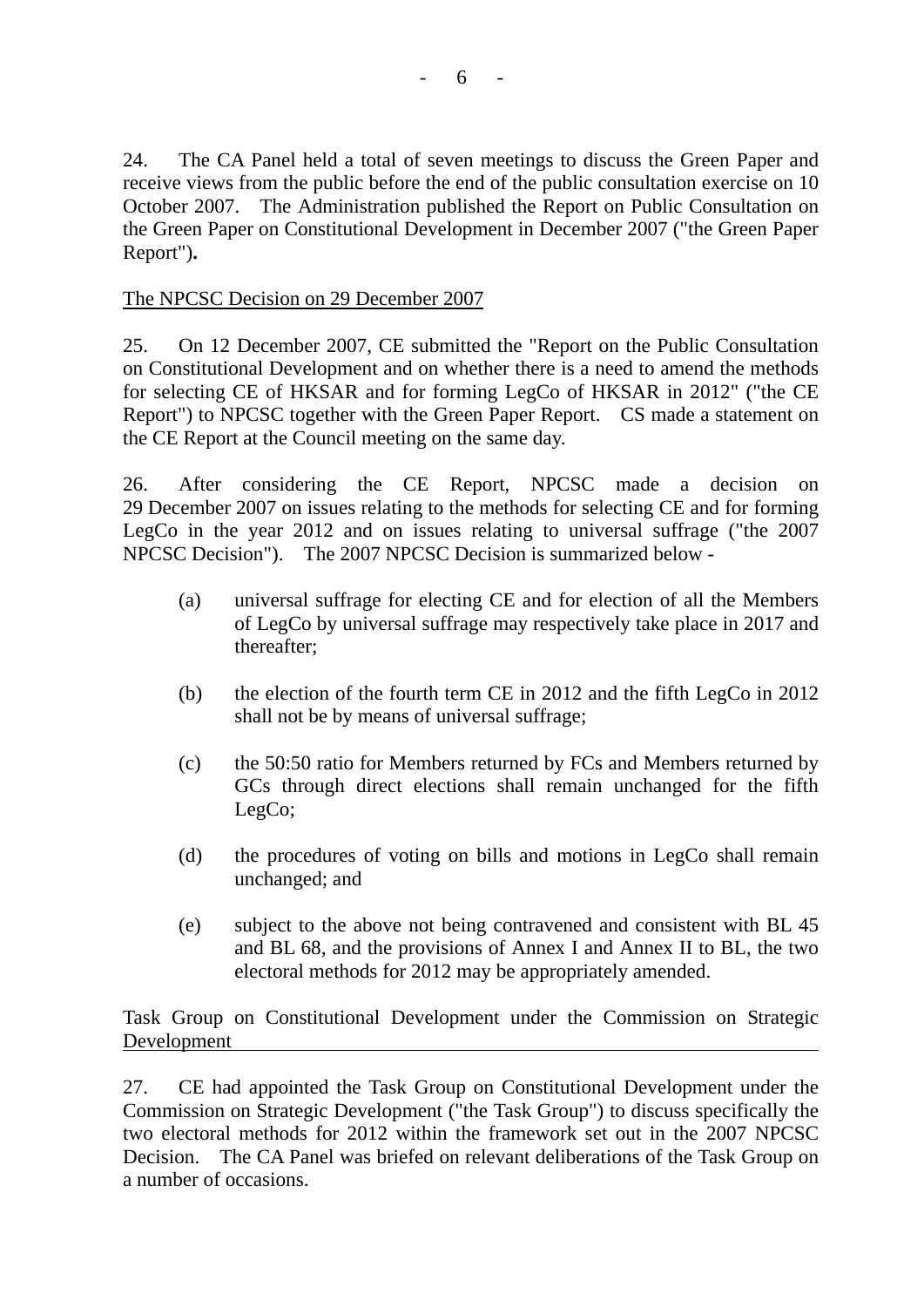24. The CA Panel held a total of seven meetings to discuss the Green Paper and receive views from the public before the end of the public consultation exercise on 10 October 2007. The Administration published the Report on Public Consultation on the Green Paper on Constitutional Development in December 2007 ("the Green Paper Report").

<u>The NPCSC Decision on 29 December 2007</u>

25. On 12 December 2007, CE submitted the "Report on the Public Consultation on Constitutional Development and on whether there is a need to amend the methods for selecting CE of HKSAR and for forming LegCo of HKSAR in 2012" ("the CE Report") to NPCSC together with the Green Paper Report. CS made a statement on the CE Report at the Council meeting on the same day.

26. After considering the CE Report, NPCSC made a decision on 29 December 2007 on issues relating to the methods for selecting CE and for forming LegCo in the year 2012 and on issues relating to universal suffrage ("the 2007 NPCSC Decision"). The 2007 NPCSC Decision is summarized below -

(a) universal suffrage for electing CE and for election of all the Members of LegCo by universal suffrage may respectively take place in 2017 and thereafter;

(b) the election of the fourth term CE in 2012 and the fifth LegCo in 2012 shall not be by means of universal suffrage;

(c) the 50:50 ratio for Members returned by FCs and Members returned by GCs through direct elections shall remain unchanged for the fifth LegCo;

(d) the procedures of voting on bills and motions in LegCo shall remain unchanged; and

(e) subject to the above not being contravened and consistent with BL 45 and BL 68, and the provisions of Annex I and Annex II to BL, the two electoral methods for 2012 may be appropriately amended.

<u>Task Group on Constitutional Development under the Commission on Strategic Development</u>

27. CE had appointed the Task Group on Constitutional Development under the Commission on Strategic Development ("the Task Group") to discuss specifically the two electoral methods for 2012 within the framework set out in the 2007 NPCSC Decision. The CA Panel was briefed on relevant deliberations of the Task Group on a number of occasions.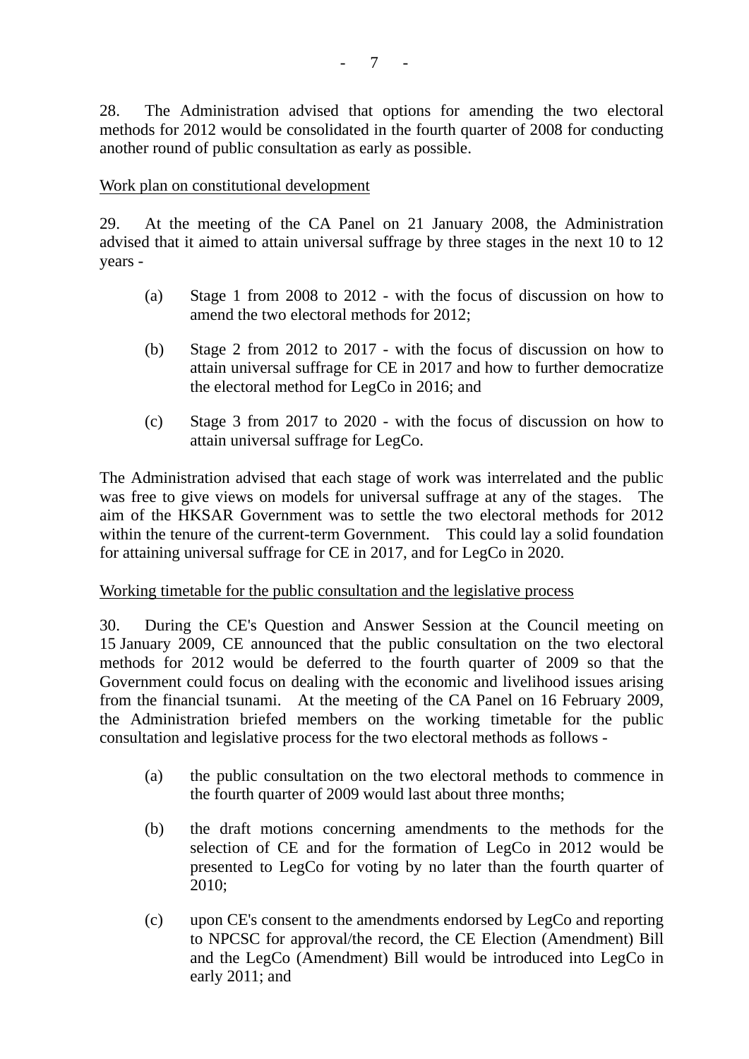28. The Administration advised that options for amending the two electoral methods for 2012 would be consolidated in the fourth quarter of 2008 for conducting another round of public consultation as early as possible.

Work plan on constitutional development

29. At the meeting of the CA Panel on 21 January 2008, the Administration advised that it aimed to attain universal suffrage by three stages in the next 10 to 12 years -

(a) Stage 1 from 2008 to 2012 - with the focus of discussion on how to amend the two electoral methods for 2012;

(b) Stage 2 from 2012 to 2017 - with the focus of discussion on how to attain universal suffrage for CE in 2017 and how to further democratize the electoral method for LegCo in 2016; and

(c) Stage 3 from 2017 to 2020 - with the focus of discussion on how to attain universal suffrage for LegCo.

The Administration advised that each stage of work was interrelated and the public was free to give views on models for universal suffrage at any of the stages. The aim of the HKSAR Government was to settle the two electoral methods for 2012 within the tenure of the current-term Government. This could lay a solid foundation for attaining universal suffrage for CE in 2017, and for LegCo in 2020.

Working timetable for the public consultation and the legislative process

30. During the CE's Question and Answer Session at the Council meeting on 15 January 2009, CE announced that the public consultation on the two electoral methods for 2012 would be deferred to the fourth quarter of 2009 so that the Government could focus on dealing with the economic and livelihood issues arising from the financial tsunami. At the meeting of the CA Panel on 16 February 2009, the Administration briefed members on the working timetable for the public consultation and legislative process for the two electoral methods as follows -

(a) the public consultation on the two electoral methods to commence in the fourth quarter of 2009 would last about three months;

(b) the draft motions concerning amendments to the methods for the selection of CE and for the formation of LegCo in 2012 would be presented to LegCo for voting by no later than the fourth quarter of 2010;

(c) upon CE's consent to the amendments endorsed by LegCo and reporting to NPCSC for approval/the record, the CE Election (Amendment) Bill and the LegCo (Amendment) Bill would be introduced into LegCo in early 2011; and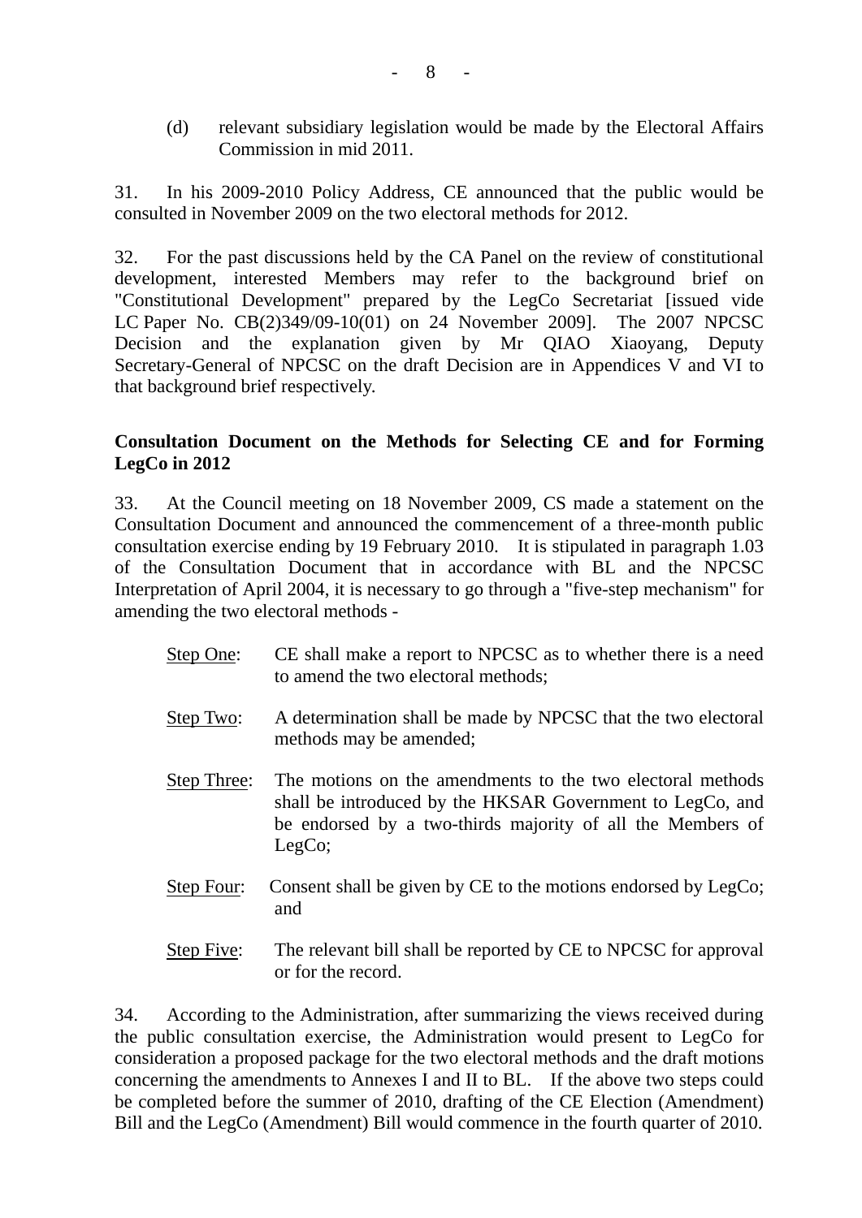(d) relevant subsidiary legislation would be made by the Electoral Affairs Commission in mid 2011.

31. In his 2009-2010 Policy Address, CE announced that the public would be consulted in November 2009 on the two electoral methods for 2012.

32. For the past discussions held by the CA Panel on the review of constitutional development, interested Members may refer to the background brief on "Constitutional Development" prepared by the LegCo Secretariat [issued vide LC Paper No. CB(2)349/09-10(01) on 24 November 2009]. The 2007 NPCSC Decision and the explanation given by Mr QIAO Xiaoyang, Deputy Secretary-General of NPCSC on the draft Decision are in Appendices V and VI to that background brief respectively.

**Consultation Document on the Methods for Selecting CE and for Forming LegCo in 2012**

33. At the Council meeting on 18 November 2009, CS made a statement on the Consultation Document and announced the commencement of a three-month public consultation exercise ending by 19 February 2010. It is stipulated in paragraph 1.03 of the Consultation Document that in accordance with BL and the NPCSC Interpretation of April 2004, it is necessary to go through a "five-step mechanism" for amending the two electoral methods -

- Step One: CE shall make a report to NPCSC as to whether there is a need to amend the two electoral methods;
- Step Two: A determination shall be made by NPCSC that the two electoral methods may be amended;
- Step Three: The motions on the amendments to the two electoral methods shall be introduced by the HKSAR Government to LegCo, and be endorsed by a two-thirds majority of all the Members of LegCo;
- Step Four: Consent shall be given by CE to the motions endorsed by LegCo; and
- Step Five: The relevant bill shall be reported by CE to NPCSC for approval or for the record.

34. According to the Administration, after summarizing the views received during the public consultation exercise, the Administration would present to LegCo for consideration a proposed package for the two electoral methods and the draft motions concerning the amendments to Annexes I and II to BL. If the above two steps could be completed before the summer of 2010, drafting of the CE Election (Amendment) Bill and the LegCo (Amendment) Bill would commence in the fourth quarter of 2010.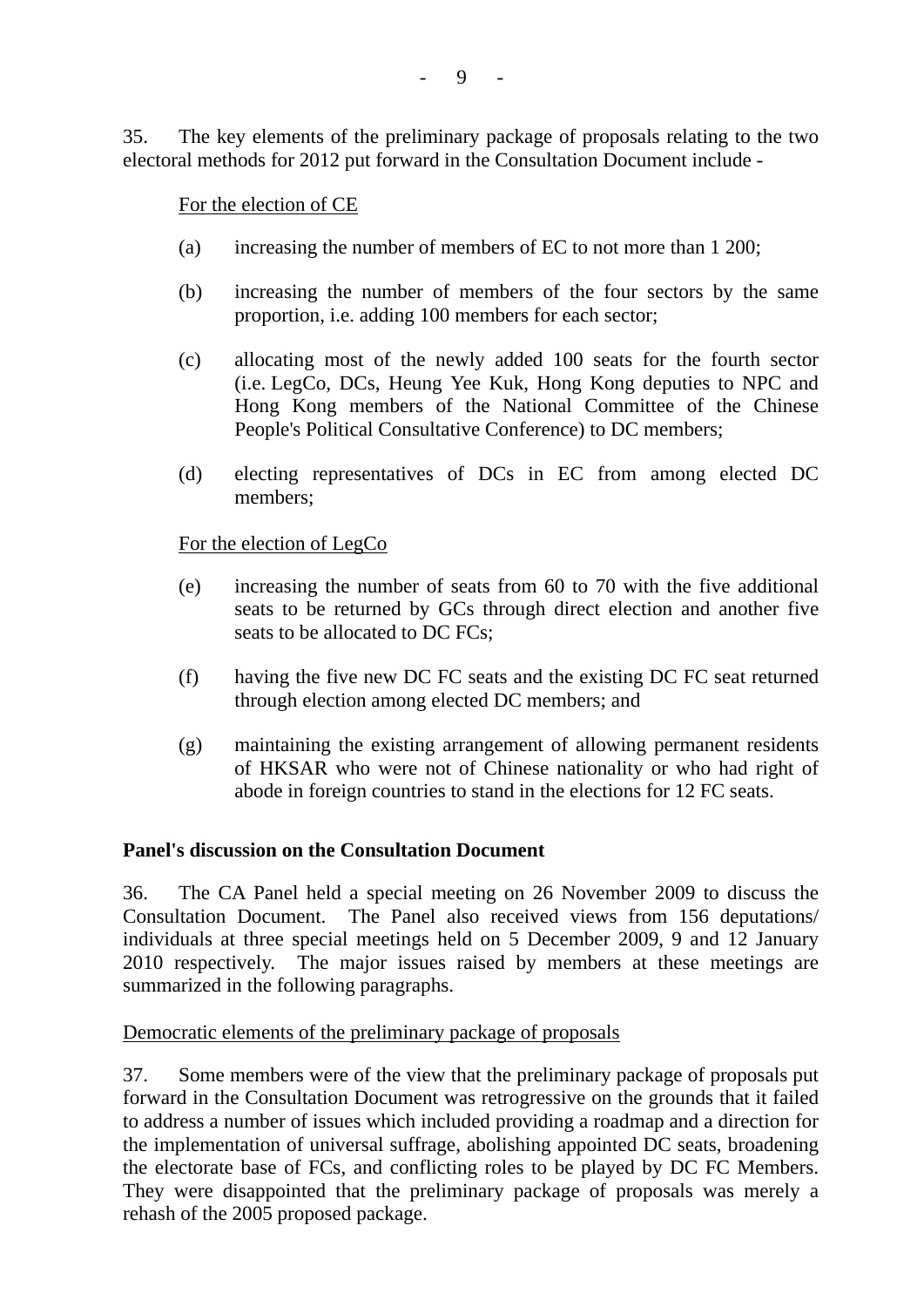35. The key elements of the preliminary package of proposals relating to the two electoral methods for 2012 put forward in the Consultation Document include -

<u>For the election of CE</u>

(a) increasing the number of members of EC to not more than 1 200;

(b) increasing the number of members of the four sectors by the same proportion, i.e. adding 100 members for each sector;

(c) allocating most of the newly added 100 seats for the fourth sector (i.e. LegCo, DCs, Heung Yee Kuk, Hong Kong deputies to NPC and Hong Kong members of the National Committee of the Chinese People's Political Consultative Conference) to DC members;

(d) electing representatives of DCs in EC from among elected DC members;

<u>For the election of LegCo</u>

(e) increasing the number of seats from 60 to 70 with the five additional seats to be returned by GCs through direct election and another five seats to be allocated to DC FCs;

(f) having the five new DC FC seats and the existing DC FC seat returned through election among elected DC members; and

(g) maintaining the existing arrangement of allowing permanent residents of HKSAR who were not of Chinese nationality or who had right of abode in foreign countries to stand in the elections for 12 FC seats.

**Panel's discussion on the Consultation Document**

36. The CA Panel held a special meeting on 26 November 2009 to discuss the Consultation Document. The Panel also received views from 156 deputations/ individuals at three special meetings held on 5 December 2009, 9 and 12 January 2010 respectively. The major issues raised by members at these meetings are summarized in the following paragraphs.

<u>Democratic elements of the preliminary package of proposals</u>

37. Some members were of the view that the preliminary package of proposals put forward in the Consultation Document was retrogressive on the grounds that it failed to address a number of issues which included providing a roadmap and a direction for the implementation of universal suffrage, abolishing appointed DC seats, broadening the electorate base of FCs, and conflicting roles to be played by DC FC Members. They were disappointed that the preliminary package of proposals was merely a rehash of the 2005 proposed package.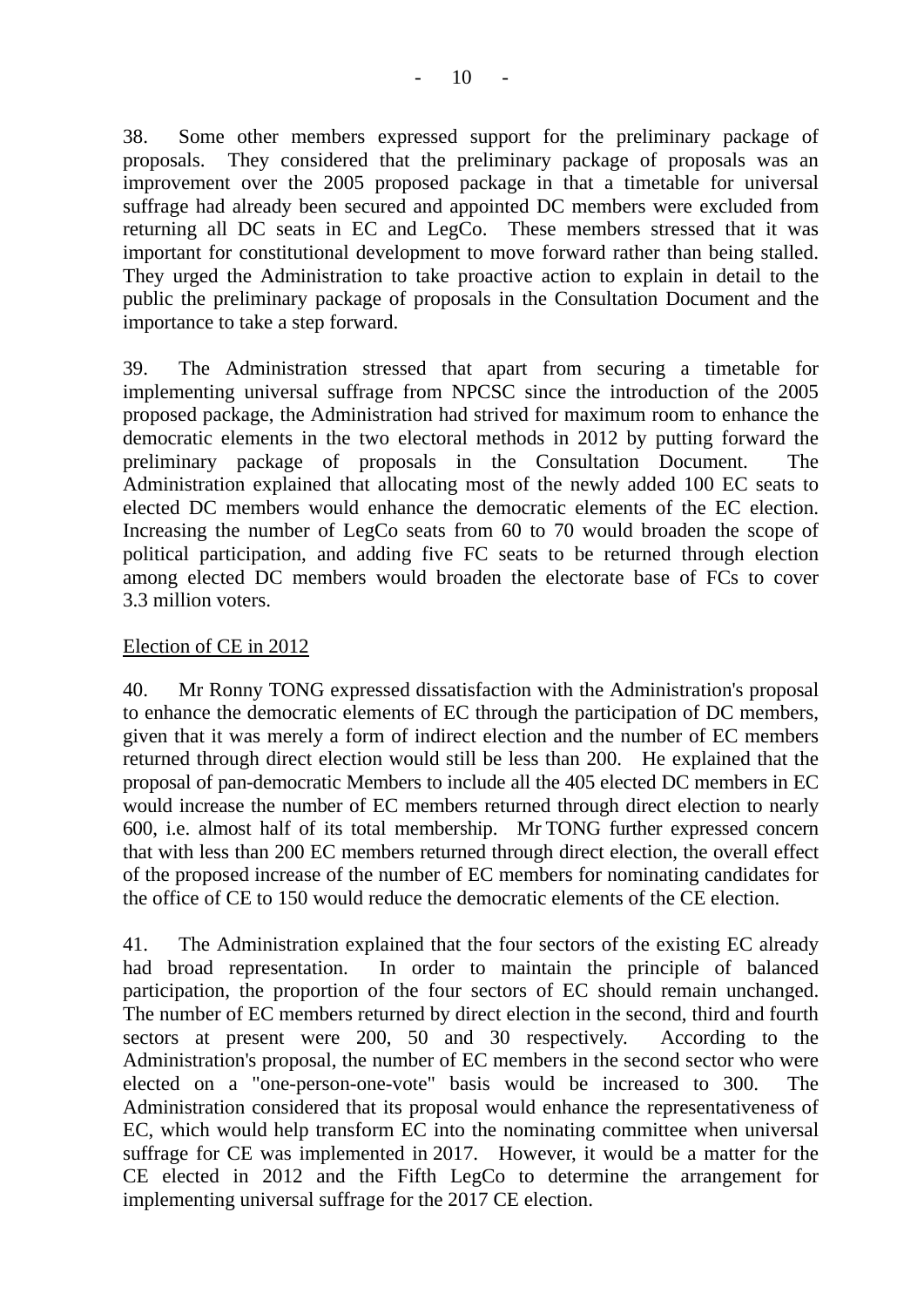38. Some other members expressed support for the preliminary package of proposals. They considered that the preliminary package of proposals was an improvement over the 2005 proposed package in that a timetable for universal suffrage had already been secured and appointed DC members were excluded from returning all DC seats in EC and LegCo. These members stressed that it was important for constitutional development to move forward rather than being stalled. They urged the Administration to take proactive action to explain in detail to the public the preliminary package of proposals in the Consultation Document and the importance to take a step forward.

39. The Administration stressed that apart from securing a timetable for implementing universal suffrage from NPCSC since the introduction of the 2005 proposed package, the Administration had strived for maximum room to enhance the democratic elements in the two electoral methods in 2012 by putting forward the preliminary package of proposals in the Consultation Document. The Administration explained that allocating most of the newly added 100 EC seats to elected DC members would enhance the democratic elements of the EC election. Increasing the number of LegCo seats from 60 to 70 would broaden the scope of political participation, and adding five FC seats to be returned through election among elected DC members would broaden the electorate base of FCs to cover 3.3 million voters.

<u>Election of CE in 2012</u>

40. Mr Ronny TONG expressed dissatisfaction with the Administration's proposal to enhance the democratic elements of EC through the participation of DC members, given that it was merely a form of indirect election and the number of EC members returned through direct election would still be less than 200. He explained that the proposal of pan-democratic Members to include all the 405 elected DC members in EC would increase the number of EC members returned through direct election to nearly 600, i.e. almost half of its total membership. Mr TONG further expressed concern that with less than 200 EC members returned through direct election, the overall effect of the proposed increase of the number of EC members for nominating candidates for the office of CE to 150 would reduce the democratic elements of the CE election.

41. The Administration explained that the four sectors of the existing EC already had broad representation. In order to maintain the principle of balanced participation, the proportion of the four sectors of EC should remain unchanged. The number of EC members returned by direct election in the second, third and fourth sectors at present were 200, 50 and 30 respectively. According to the Administration's proposal, the number of EC members in the second sector who were elected on a "one-person-one-vote" basis would be increased to 300. The Administration considered that its proposal would enhance the representativeness of EC, which would help transform EC into the nominating committee when universal suffrage for CE was implemented in 2017. However, it would be a matter for the CE elected in 2012 and the Fifth LegCo to determine the arrangement for implementing universal suffrage for the 2017 CE election.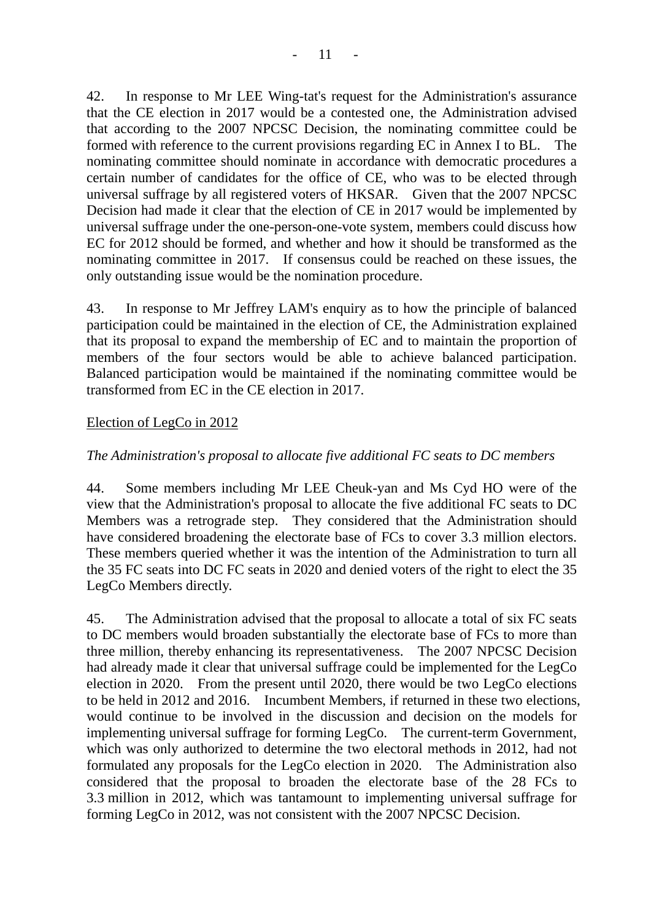42. In response to Mr LEE Wing-tat's request for the Administration's assurance that the CE election in 2017 would be a contested one, the Administration advised that according to the 2007 NPCSC Decision, the nominating committee could be formed with reference to the current provisions regarding EC in Annex I to BL. The nominating committee should nominate in accordance with democratic procedures a certain number of candidates for the office of CE, who was to be elected through universal suffrage by all registered voters of HKSAR. Given that the 2007 NPCSC Decision had made it clear that the election of CE in 2017 would be implemented by universal suffrage under the one-person-one-vote system, members could discuss how EC for 2012 should be formed, and whether and how it should be transformed as the nominating committee in 2017. If consensus could be reached on these issues, the only outstanding issue would be the nomination procedure.

43. In response to Mr Jeffrey LAM's enquiry as to how the principle of balanced participation could be maintained in the election of CE, the Administration explained that its proposal to expand the membership of EC and to maintain the proportion of members of the four sectors would be able to achieve balanced participation. Balanced participation would be maintained if the nominating committee would be transformed from EC in the CE election in 2017.

<u>Election of LegCo in 2012</u>

*The Administration's proposal to allocate five additional FC seats to DC members*

44. Some members including Mr LEE Cheuk-yan and Ms Cyd HO were of the view that the Administration's proposal to allocate the five additional FC seats to DC Members was a retrograde step. They considered that the Administration should have considered broadening the electorate base of FCs to cover 3.3 million electors. These members queried whether it was the intention of the Administration to turn all the 35 FC seats into DC FC seats in 2020 and denied voters of the right to elect the 35 LegCo Members directly.

45. The Administration advised that the proposal to allocate a total of six FC seats to DC members would broaden substantially the electorate base of FCs to more than three million, thereby enhancing its representativeness. The 2007 NPCSC Decision had already made it clear that universal suffrage could be implemented for the LegCo election in 2020. From the present until 2020, there would be two LegCo elections to be held in 2012 and 2016. Incumbent Members, if returned in these two elections, would continue to be involved in the discussion and decision on the models for implementing universal suffrage for forming LegCo. The current-term Government, which was only authorized to determine the two electoral methods in 2012, had not formulated any proposals for the LegCo election in 2020. The Administration also considered that the proposal to broaden the electorate base of the 28 FCs to 3.3 million in 2012, which was tantamount to implementing universal suffrage for forming LegCo in 2012, was not consistent with the 2007 NPCSC Decision.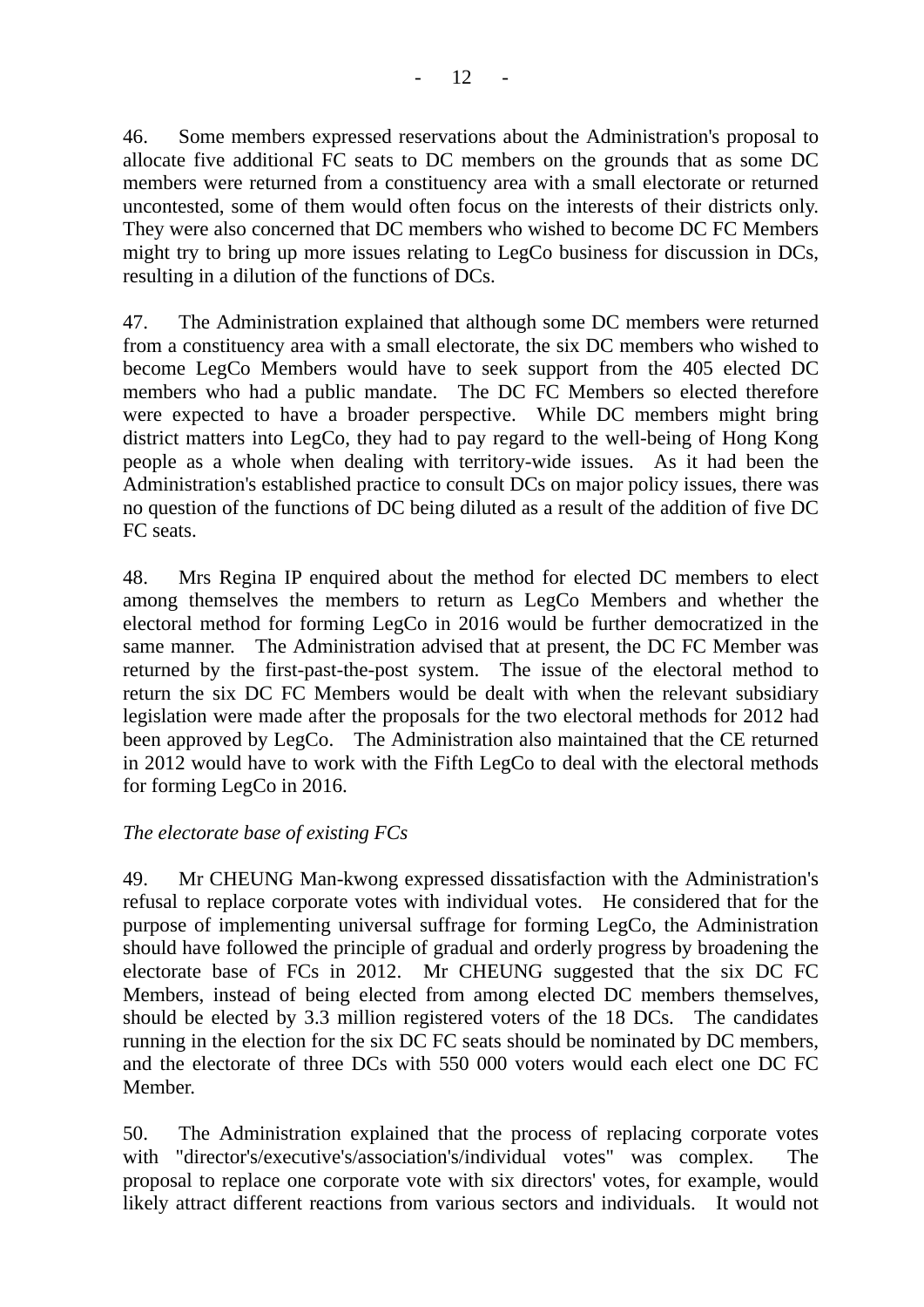46. Some members expressed reservations about the Administration's proposal to allocate five additional FC seats to DC members on the grounds that as some DC members were returned from a constituency area with a small electorate or returned uncontested, some of them would often focus on the interests of their districts only. They were also concerned that DC members who wished to become DC FC Members might try to bring up more issues relating to LegCo business for discussion in DCs, resulting in a dilution of the functions of DCs.

47. The Administration explained that although some DC members were returned from a constituency area with a small electorate, the six DC members who wished to become LegCo Members would have to seek support from the 405 elected DC members who had a public mandate. The DC FC Members so elected therefore were expected to have a broader perspective. While DC members might bring district matters into LegCo, they had to pay regard to the well-being of Hong Kong people as a whole when dealing with territory-wide issues. As it had been the Administration's established practice to consult DCs on major policy issues, there was no question of the functions of DC being diluted as a result of the addition of five DC FC seats.

48. Mrs Regina IP enquired about the method for elected DC members to elect among themselves the members to return as LegCo Members and whether the electoral method for forming LegCo in 2016 would be further democratized in the same manner. The Administration advised that at present, the DC FC Member was returned by the first-past-the-post system. The issue of the electoral method to return the six DC FC Members would be dealt with when the relevant subsidiary legislation were made after the proposals for the two electoral methods for 2012 had been approved by LegCo. The Administration also maintained that the CE returned in 2012 would have to work with the Fifth LegCo to deal with the electoral methods for forming LegCo in 2016.

*The electorate base of existing FCs*

49. Mr CHEUNG Man-kwong expressed dissatisfaction with the Administration's refusal to replace corporate votes with individual votes. He considered that for the purpose of implementing universal suffrage for forming LegCo, the Administration should have followed the principle of gradual and orderly progress by broadening the electorate base of FCs in 2012. Mr CHEUNG suggested that the six DC FC Members, instead of being elected from among elected DC members themselves, should be elected by 3.3 million registered voters of the 18 DCs. The candidates running in the election for the six DC FC seats should be nominated by DC members, and the electorate of three DCs with 550 000 voters would each elect one DC FC Member.

50. The Administration explained that the process of replacing corporate votes with "director's/executive's/association's/individual votes" was complex. The proposal to replace one corporate vote with six directors' votes, for example, would likely attract different reactions from various sectors and individuals. It would not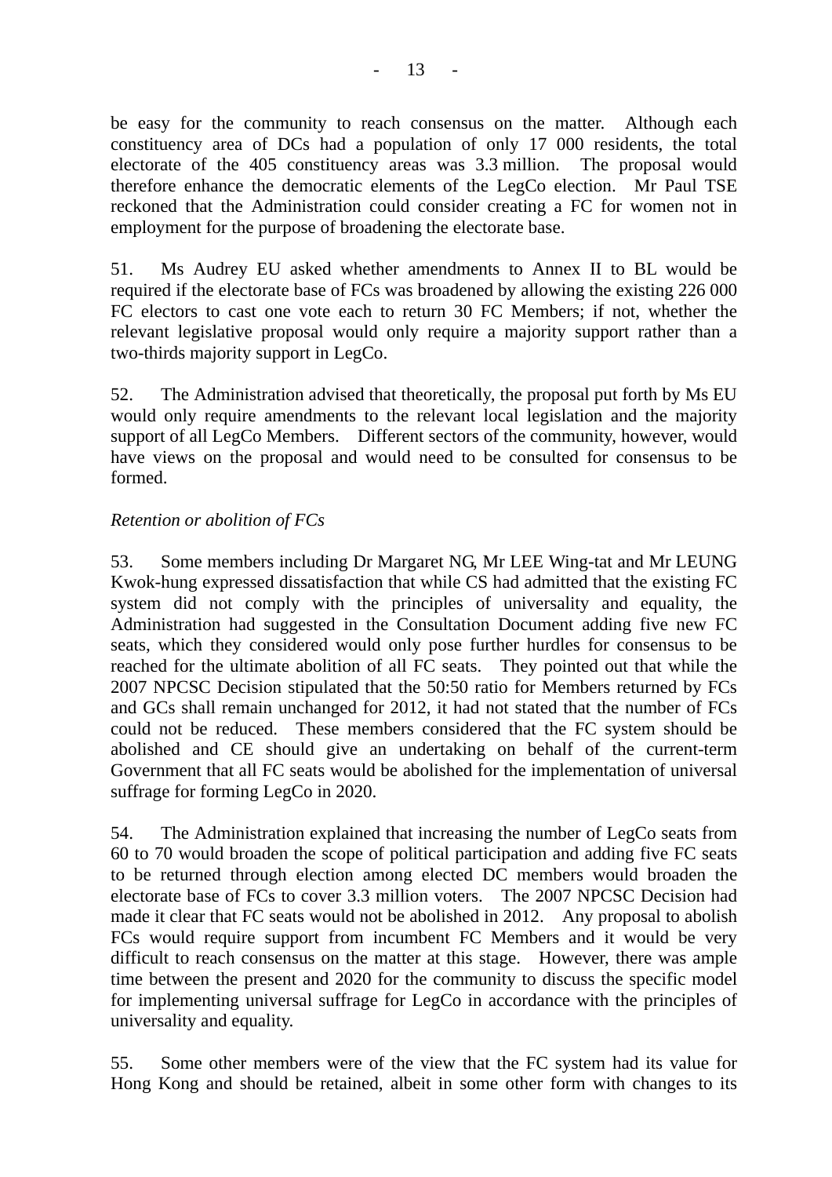be easy for the community to reach consensus on the matter. Although each constituency area of DCs had a population of only 17 000 residents, the total electorate of the 405 constituency areas was 3.3 million. The proposal would therefore enhance the democratic elements of the LegCo election. Mr Paul TSE reckoned that the Administration could consider creating a FC for women not in employment for the purpose of broadening the electorate base.

51. Ms Audrey EU asked whether amendments to Annex II to BL would be required if the electorate base of FCs was broadened by allowing the existing 226 000 FC electors to cast one vote each to return 30 FC Members; if not, whether the relevant legislative proposal would only require a majority support rather than a two-thirds majority support in LegCo.

52. The Administration advised that theoretically, the proposal put forth by Ms EU would only require amendments to the relevant local legislation and the majority support of all LegCo Members. Different sectors of the community, however, would have views on the proposal and would need to be consulted for consensus to be formed.

*Retention or abolition of FCs*

53. Some members including Dr Margaret NG, Mr LEE Wing-tat and Mr LEUNG Kwok-hung expressed dissatisfaction that while CS had admitted that the existing FC system did not comply with the principles of universality and equality, the Administration had suggested in the Consultation Document adding five new FC seats, which they considered would only pose further hurdles for consensus to be reached for the ultimate abolition of all FC seats. They pointed out that while the 2007 NPCSC Decision stipulated that the 50:50 ratio for Members returned by FCs and GCs shall remain unchanged for 2012, it had not stated that the number of FCs could not be reduced. These members considered that the FC system should be abolished and CE should give an undertaking on behalf of the current-term Government that all FC seats would be abolished for the implementation of universal suffrage for forming LegCo in 2020.

54. The Administration explained that increasing the number of LegCo seats from 60 to 70 would broaden the scope of political participation and adding five FC seats to be returned through election among elected DC members would broaden the electorate base of FCs to cover 3.3 million voters. The 2007 NPCSC Decision had made it clear that FC seats would not be abolished in 2012. Any proposal to abolish FCs would require support from incumbent FC Members and it would be very difficult to reach consensus on the matter at this stage. However, there was ample time between the present and 2020 for the community to discuss the specific model for implementing universal suffrage for LegCo in accordance with the principles of universality and equality.

55. Some other members were of the view that the FC system had its value for Hong Kong and should be retained, albeit in some other form with changes to its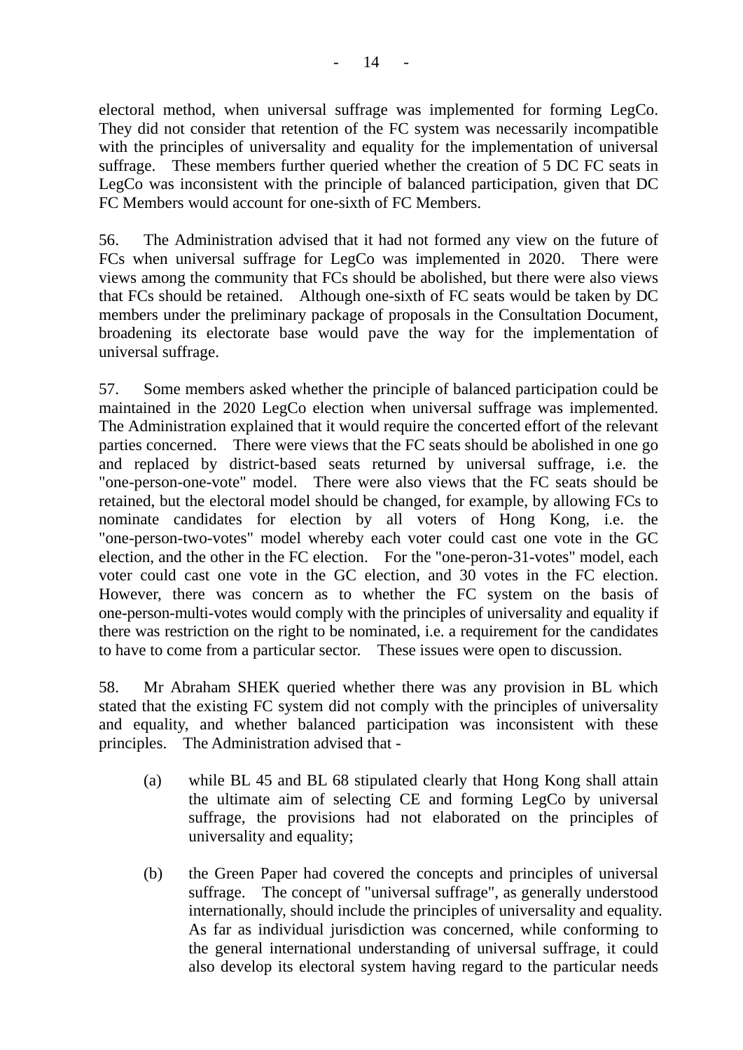electoral method, when universal suffrage was implemented for forming LegCo. They did not consider that retention of the FC system was necessarily incompatible with the principles of universality and equality for the implementation of universal suffrage. These members further queried whether the creation of 5 DC FC seats in LegCo was inconsistent with the principle of balanced participation, given that DC FC Members would account for one-sixth of FC Members.

56. The Administration advised that it had not formed any view on the future of FCs when universal suffrage for LegCo was implemented in 2020. There were views among the community that FCs should be abolished, but there were also views that FCs should be retained. Although one-sixth of FC seats would be taken by DC members under the preliminary package of proposals in the Consultation Document, broadening its electorate base would pave the way for the implementation of universal suffrage.

57. Some members asked whether the principle of balanced participation could be maintained in the 2020 LegCo election when universal suffrage was implemented. The Administration explained that it would require the concerted effort of the relevant parties concerned. There were views that the FC seats should be abolished in one go and replaced by district-based seats returned by universal suffrage, i.e. the "one-person-one-vote" model. There were also views that the FC seats should be retained, but the electoral model should be changed, for example, by allowing FCs to nominate candidates for election by all voters of Hong Kong, i.e. the "one-person-two-votes" model whereby each voter could cast one vote in the GC election, and the other in the FC election. For the "one-peron-31-votes" model, each voter could cast one vote in the GC election, and 30 votes in the FC election. However, there was concern as to whether the FC system on the basis of one-person-multi-votes would comply with the principles of universality and equality if there was restriction on the right to be nominated, i.e. a requirement for the candidates to have to come from a particular sector. These issues were open to discussion.

58. Mr Abraham SHEK queried whether there was any provision in BL which stated that the existing FC system did not comply with the principles of universality and equality, and whether balanced participation was inconsistent with these principles. The Administration advised that -

(a) while BL 45 and BL 68 stipulated clearly that Hong Kong shall attain the ultimate aim of selecting CE and forming LegCo by universal suffrage, the provisions had not elaborated on the principles of universality and equality;

(b) the Green Paper had covered the concepts and principles of universal suffrage. The concept of "universal suffrage", as generally understood internationally, should include the principles of universality and equality. As far as individual jurisdiction was concerned, while conforming to the general international understanding of universal suffrage, it could also develop its electoral system having regard to the particular needs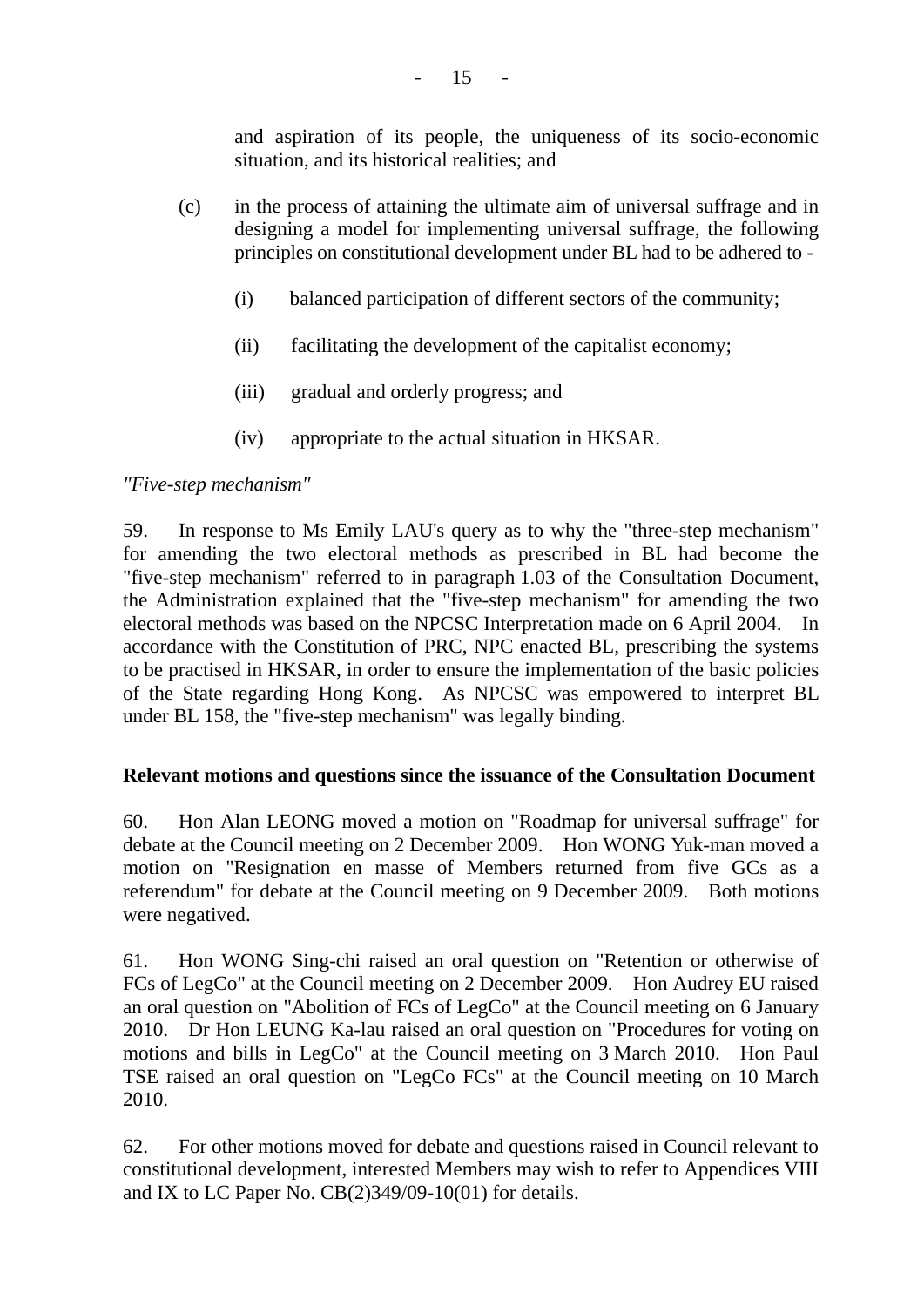and aspiration of its people, the uniqueness of its socio-economic situation, and its historical realities; and

(c) in the process of attaining the ultimate aim of universal suffrage and in designing a model for implementing universal suffrage, the following principles on constitutional development under BL had to be adhered to -

(i) balanced participation of different sectors of the community;

(ii) facilitating the development of the capitalist economy;

(iii) gradual and orderly progress; and

(iv) appropriate to the actual situation in HKSAR.

*"Five-step mechanism"*

59. In response to Ms Emily LAU's query as to why the "three-step mechanism" for amending the two electoral methods as prescribed in BL had become the "five-step mechanism" referred to in paragraph 1.03 of the Consultation Document, the Administration explained that the "five-step mechanism" for amending the two electoral methods was based on the NPCSC Interpretation made on 6 April 2004. In accordance with the Constitution of PRC, NPC enacted BL, prescribing the systems to be practised in HKSAR, in order to ensure the implementation of the basic policies of the State regarding Hong Kong. As NPCSC was empowered to interpret BL under BL 158, the "five-step mechanism" was legally binding.

**Relevant motions and questions since the issuance of the Consultation Document**

60. Hon Alan LEONG moved a motion on "Roadmap for universal suffrage" for debate at the Council meeting on 2 December 2009. Hon WONG Yuk-man moved a motion on "Resignation en masse of Members returned from five GCs as a referendum" for debate at the Council meeting on 9 December 2009. Both motions were negatived.

61. Hon WONG Sing-chi raised an oral question on "Retention or otherwise of FCs of LegCo" at the Council meeting on 2 December 2009. Hon Audrey EU raised an oral question on "Abolition of FCs of LegCo" at the Council meeting on 6 January 2010. Dr Hon LEUNG Ka-lau raised an oral question on "Procedures for voting on motions and bills in LegCo" at the Council meeting on 3 March 2010. Hon Paul TSE raised an oral question on "LegCo FCs" at the Council meeting on 10 March 2010.

62. For other motions moved for debate and questions raised in Council relevant to constitutional development, interested Members may wish to refer to Appendices VIII and IX to LC Paper No. CB(2)349/09-10(01) for details.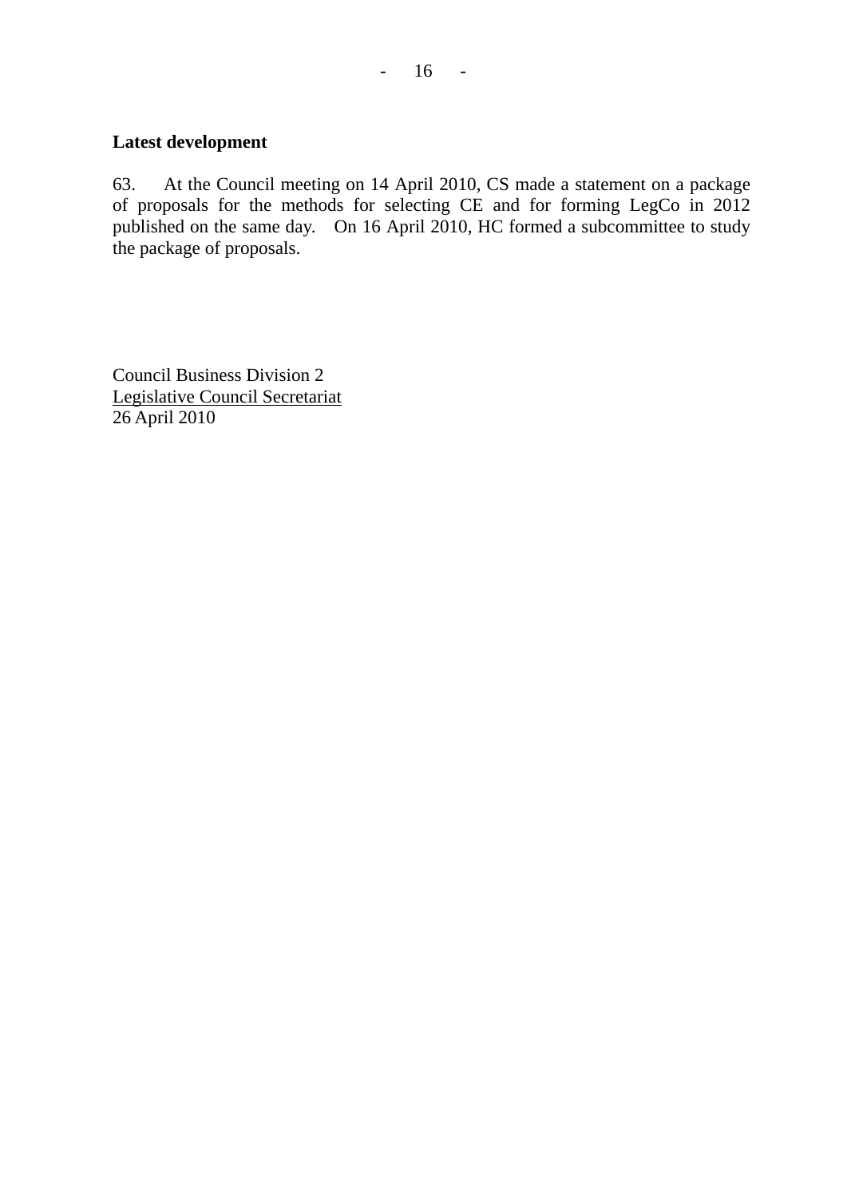**Latest development**

63. At the Council meeting on 14 April 2010, CS made a statement on a package of proposals for the methods for selecting CE and for forming LegCo in 2012 published on the same day. On 16 April 2010, HC formed a subcommittee to study the package of proposals.

Council Business Division 2
Legislative Council Secretariat
26 April 2010